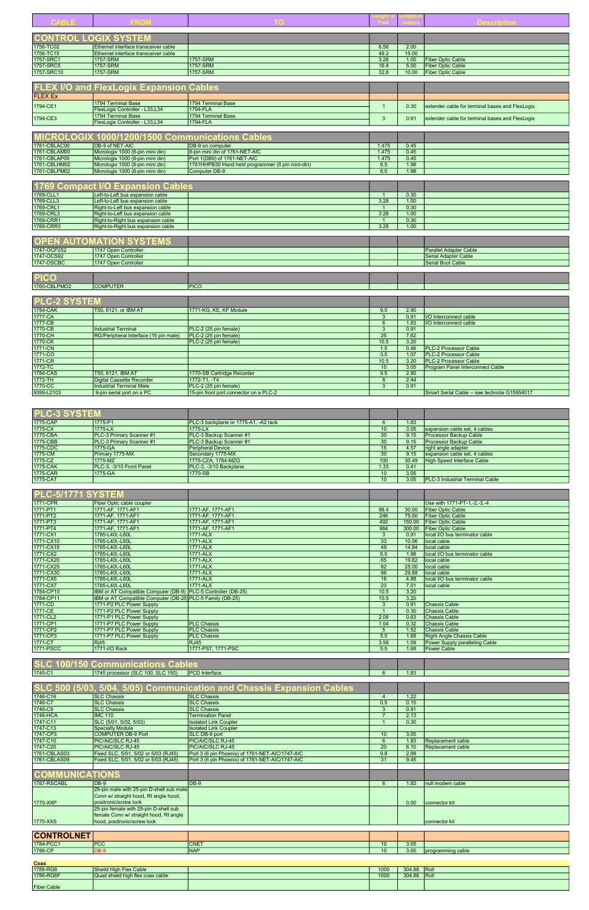| CABLE | FROM | TO | Length in Feet | Length in meters | Description |
|---|---|---|---|---|---|
| **CONTROL LOGIX SYSTEM** | | | | | |
| 1756-TC02 | Ethernet interface transceiver cable | | 6.56 | 2.00 | |
| 1756-TC15 | Ethernet interface transceiver cable | | 49.2 | 15.00 | |
| 1757-SRC1 | 1757-SRM | 1757-SRM | 3.28 | 1.00 | Fiber Optic Cable |
| 1757-SRC5 | 1757-SRM | 1757-SRM | 16.4 | 5.00 | Fiber Optic Cable |
| 1757-SRC10 | 1757-SRM | 1757-SRM | 32.8 | 10.00 | Fiber Optic Cable |
| **FLEX I/O and FlexLogix Expansion Cables** | | | | | |
| FLEX Ex | | | | | |
| 1794-CE1 | 1794 Terminal Base<br>FlexLogix Controller - L33,L34 | 1794 Terminal Base<br>1794-FLA | 1 | 0.30 | extender cable for terminal bases and FlexLogix |
| 1794-CE3 | 1794 Terminal Base<br>FlexLogix Controller - L33,L34 | 1794 Terminal Base<br>1794-FLA | 3 | 0.91 | extender cable for terminal bases and FlexLogix |
| **MICROLOGIX 1000/1200/1500 Communications Cables** | | | | | |
| 1761-CBLAC00 | DB-9 of NET-AIC | DB-9 on computer | 1.475 | 0.45 | |
| 1761-CBLAM00 | Micrologix 1000 (8-pin mini din) | 8-pin mini din of 1761-NET-AIC | 1.475 | 0.45 | |
| 1761-CBLAP00 | Micrologix 1000 (8-pin mini din) | Port 1(DB9) of 1761-NET-AIC | 1.475 | 0.45 | |
| 1761-CBLHM02 | Micrologix 1000 (8-pin mini din) | 1761HHPB30 Hand held programmer (8 pin mini-din) | 6.5 | 1.98 | |
| 1761-CBLPM02 | Micrologix 1000 (8-pin mini din) | Computer DB-9 | 6.5 | 1.98 | |
| **1769 Compact I/O Expansion Cables** | | | | | |
| 1769-CLL1 | Left-to-Left bus expansion cable | | 1 | 0.30 | |
| 1769-CLL3 | Left-to-Left bus expansion cable | | 3.28 | 1.00 | |
| 1769-CRL1 | Right-to-Left bus expansion cable | | 1 | 0.30 | |
| 1769-CRL3 | Right-to-Left bus expansion cable | | 3.28 | 1.00 | |
| 1769-CRR1 | Right-to-Right bus expansion cable | | 1 | 0.30 | |
| 1769-CRR3 | Right-to-Right bus expansion cable | | 3.28 | 1.00 | |
| **OPEN AUTOMATION SYSTEMS** | | | | | |
| 1747-OCP252 | 1747 Open Controller | | | | Parallel Adapter Cable |
| 1747-OCS92 | 1747 Open Controller | | | | Serial Adapter Cable |
| 1747-OSCBC | 1747 Open Controller | | | | Serial Boot Cable |
| **PICO** | | | | | |
| 1760-CBLPMO2 | COMPUTER | PICO | | | |
| **PLC-2 SYSTEM** | | | | | |
| 1784-CAK | T50, 6121, or IBM AT | 1771-KG, KE, KF Module | 9.5 | 2.90 | |
| 1777-CA | | | 3 | 0.91 | I/O Interconnect cable |
| 1777-CB | | | 6 | 1.83 | I/O Interconnect cable |
| 1770-CB | Industrial Terminal | PLC-2 (25 pin female) | 3 | 0.91 | |
| 1770-CH | RG/Peripheral Interface (15 pin male) | PLC-2 (25 pin female) | 25 | 7.62 | |
| 1770-CK | | PLC-2 (25 pin female) | 10.5 | 3.20 | |
| 1771-CN | | | 1.5 | 0.46 | PLC-2 Processor Cable |
| 1771-CO | | | 3.5 | 1.07 | PLC-2 Processor Cable |
| 1771-CR | | | 10.5 | 3.20 | PLC-2 Processor Cable |
| 1772-TC | | | 10 | 3.05 | Program Panel Interconnect Cable |
| 1784-CAS | T50, 6121, IBM AT | 1770-SB Cartridge Recorder | 9.5 | 2.90 | |
| 1772-TH | Digital Cassette Recorder | 1772-T1, -T4 | 8 | 2.44 | |
| 1770-CC | Industrial Terminal Male | PLC-2 (25 pin female) | 3 | 0.91 | |
| 9399-L2103 | 9-pin serial port on a PC | 15-pin front port connector on a PLC-2 | | | Smart Serial Cable -- see technote G15954017 |
| **PLC-3 SYSTEM** | | | | | |
| 1775-CAP | 1775-P1 | PLC-3 backplane or 1775-A1, -A2 rack | 6 | 1.83 | |
| 1775-CX | 1775-LX | 1775-LX | 10 | 3.05 | expansion cable set, 4 cables |
| 1775-CBA | PLC-3 Primary Scanner #1 | PLC-3 Backup Scanner #1 | 30 | 9.15 | Processor Backup Cable |
| 1775-CBB | PLC-3 Primary Scanner #1 | PLC-3 Backup Scanner #1 | 30 | 9.15 | Processor Backup Cable |
| 1775-CDC | 1775-GA | Peripheral Device | 15 | 4.57 | right angle adapter |
| 1775-CM | Primary 1775-MX | Secondary 1775-MX | 30 | 9.15 | expansion cable set, 4 cables |
| 1775-CZ | 1775-MZ | 1775-CZA, 1784-MZG | 100 | 30.49 | High Speed Interface Cable |
| 1775-CAK | PLC-3, -3/10 Front Panel | PLC-3, -3/10 Backplane | 1.33 | 0.41 | |
| 1775-CAR | 1775-GA | 1770-SB | 10 | 3.05 | |
| 1775-CAT | | | 10 | 3.05 | PLC-3 Industrial Terminal Cable |
| **PLC-5/1771 SYSTEM** | | | | | |
| 1771-CPR | Fiber Optic cable coupler | | | | Use with 1771-PT-1,-2,-3,-4 |
| 1771-PT1 | 1771-AF, 1771-AF1 | 1771-AF, 1771-AF1 | 98.4 | 30.00 | Fiber Optic Cable |
| 1771-PT2 | 1771-AF, 1771-AF1 | 1771-AF, 1771-AF1 | 246 | 75.00 | Fiber Optic Cable |
| 1771-PT3 | 1771-AF, 1771-AF1 | 1771-AF, 1771-AF1 | 492 | 150.00 | Fiber Optic Cable |
| 1771-PT4 | 1771-AF, 1771-AF1 | 1771-AF, 1771-AF1 | 984 | 300.00 | Fiber Optic Cable |
| 1771-CX1 | 1785-L40L-L60L | 1771-FLX | 3 | 0.91 | local I/O bus terminator cable |
| 1771-CX10 | 1785-L40L-L60L | 1771-ALX | 33 | 10.06 | local cable |
| 1771-CX15 | 1785-L40L-L60L | 1771-ALX | 49 | 14.94 | local cable |
| 1771-CX2 | 1785-L40L-L60L | 1771-ALX | 6.5 | 1.98 | local I/O bus terminator cable |
| 1771-CX20 | 1785-L40L-L60L | 1771-ALX | 65 | 19.82 | local cable |
| 1771-CX25 | 1785-L40L-L60L | 1771-ALX | 82 | 25.00 | local cable |
| 1771-CX30 | 1785-L40L-L60L | 1771-ALX | 98 | 29.88 | local cable |
| 1771-CX5 | 1785-L40L-L60L | 1771-ALX | 16 | 4.88 | local I/O bus terminator cable |
| 1771-CX7 | 1785-L40L-L60L | 1771-ALX | 23 | 7.01 | local cable |
| 1784-CP10 | IBM or AT Compatible Computer (DB-9) | PLC-5 Controller (DB-25) | 10.5 | 3.20 | |
| 1784-CP11 | IBM or AT Compatible Computer (DB-25) | PLC-5 Family (DB-25) | 10.5 | 3.20 | |
| 1771-CD | 1771-P2 PLC Power Supply | | 3 | 0.91 | Chassis Cable |
| 1771-CE | 1771-P2 PLC Power Supply | | 1 | 0.30 | Chassis Cable |
| 1771-CL2 | 1771-P1 PLC Power Supply | | 2.08 | 0.63 | Chassis Cable |
| 1771-CP1 | 1771-P7 PLC Power Supply | PLC Chassis | 1.04 | 0.32 | Chassis Cable |
| 1771-CP2 | 1771-P7 PLC Power Supply | PLC Chassis | 5 | 1.52 | Chassis Cable |
| 1771-CP3 | 1771-P7 PLC Power Supply | PLC Chassis | 5.5 | 1.68 | Right Angle Chassis Cable |
| 1771-CT | Rj45 | RJ45 | 3.58 | 1.09 | Power Supply paralleling Cable |
| 1771-PSCC | 1771-I/O Rack | 1771-PS7, 1771-PSC | 5.5 | 1.68 | Power Cable |
| **SLC 100/150 Communications Cables** | | | | | |
| 1745-C1 | 1745 processor (SLC 100, SLC 150) | PCD Interface | 6 | 1.83 | |
| **SLC 500 (5/03, 5/04, 5/05) Communication and Chassis Expansion Cables** | | | | | |
| 1746-C16 | SLC Chassis | SLC Chassis | 4 | 1.22 | |
| 1746-C7 | SLC Chassis | SLC Chassis | 0.5 | 0.15 | |
| 1746-C9 | SLC Chassis | SLC Chassis | 3 | 0.91 | |
| 1746-HCA | IMC 110 | Termination Panel | 7 | 2.13 | |
| 1747-C11 | SLC (5/01, 5/02, 5/03) | Isolated Link Coupler | 1 | 0.30 | |
| 1747-C13 | Specialty Module | Isolated Link Coupler | | | |
| 1747-CP3 | COMPUTER DB-9 Port | SLC DB-9 port | 10 | 3.05 | |
| 1747-C10 | PIC/AIC/SLC RJ-45 | PIC/AIC/SLC RJ-45 | 6 | 1.83 | Replacement cable |
| 1747-C20 | PIC/AIC/SLC RJ-45 | PIC/AIC/SLC RJ-45 | 20 | 6.10 | Replacement cable |
| 1761-CBLAS03 | Fixed SLC, 5/01, 5/02 or 5/03 (RJ45) | Port 3 (6 pin Phoenix) of 1761-NET-AIC/1747-AIC | 9.8 | 2.99 | |
| 1761-CBLAS09 | Fixed SLC, 5/01, 5/02 or 5/03 (RJ45) | Port 3 (6 pin Phoenix) of 1761-NET-AIC/1747-AIC | 31 | 9.45 | |
| **COMMUNICATIONS** | | | | | |
| 1787-RSCABL | DB-9 | DB-9 | 6 | 1.83 | null modem cable |
| 1770-XXP | 25-pin male with 25-pin D-shell sub male Conn w/ straight hood, Rt angle hood, positronic/screw lock | | | 0.00 | connector kit |
| 1770-XXS | 25-pin female with 25-pin D-shell sub female Conn w/ straight hood, Rt angle hood, positronic/screw lock | | | | connector kit |
| **CONTROLNET** | | | | | |
| 1784-PCC1 | PCC | CNET | 10 | 3.05 | |
| 1786-CP | DB-9 | NAP | 10 | 3.05 | programming cable |
| **Coax** | | | | | |
| 1786-RG6 | Sheild High Flex Cable | | 1000 | 304.88 | Roll |
| 1786-RG6F | Quad shield high flex coax cable | | 1000 | 304.88 | Roll |
| Fiber Cable | | | | | |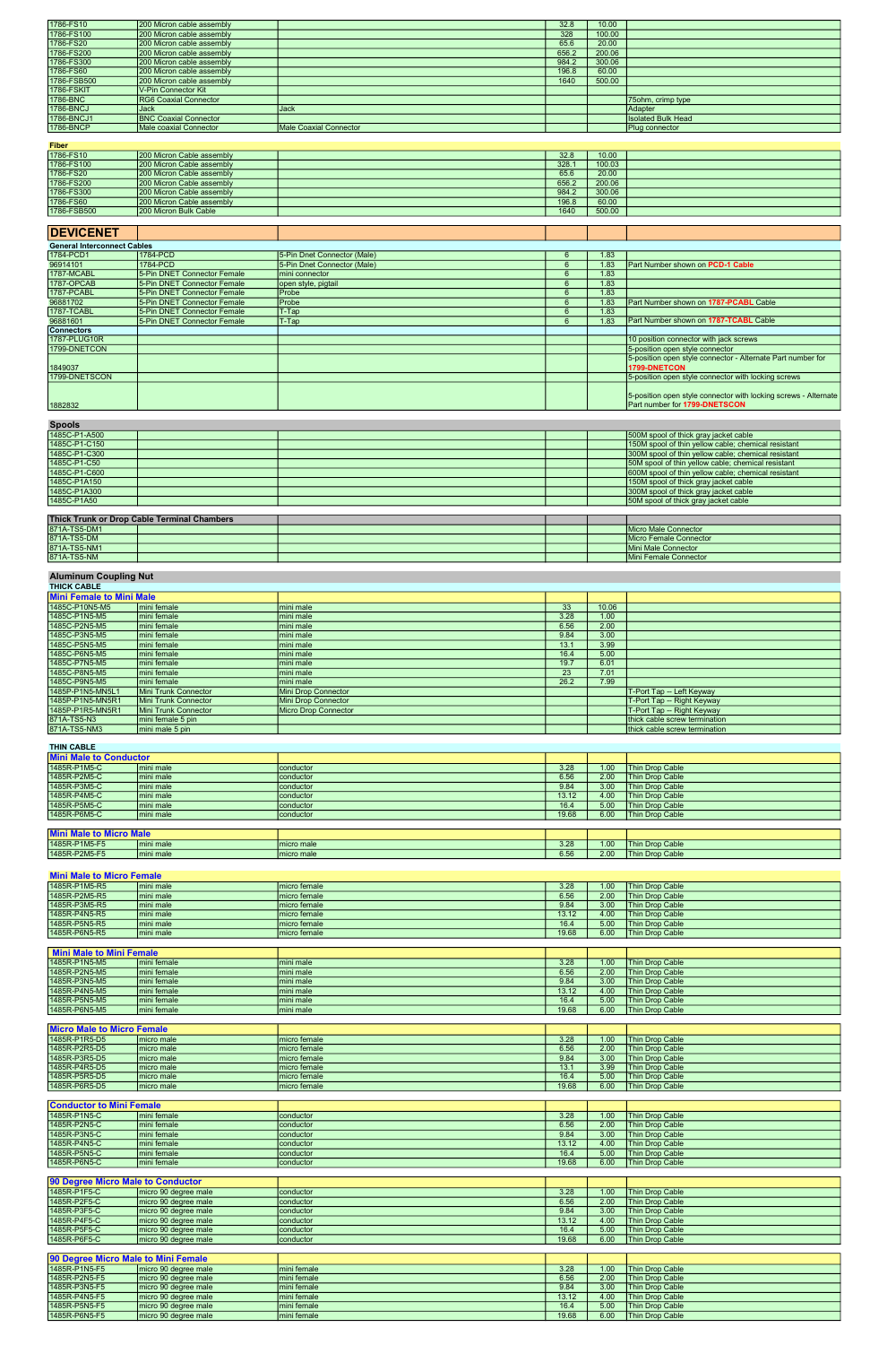| | | | | | |
|---|---|---|---|---|---|
| 1786-FS10 | 200 Micron cable assembly | | 32.8 | 10.00 | |
| 1786-FS100 | 200 Micron cable assembly | | 328 | 100.00 | |
| 1786-FS20 | 200 Micron cable assembly | | 65.6 | 20.00 | |
| 1786-FS200 | 200 Micron cable assembly | | 656.2 | 200.06 | |
| 1786-FS300 | 200 Micron cable assembly | | 984.2 | 300.06 | |
| 1786-FS60 | 200 Micron cable assembly | | 196.8 | 60.00 | |
| 1786-FSB500 | 200 Micron cable assembly | | 1640 | 500.00 | |
| 1786-FSKIT | V-Pin Connector Kit | | | | |
| 1786-BNC | RG6 Coaxial Connector | | | | 75ohm, crimp type |
| 1786-BNCJ | Jack | Jack | | | Adapter |
| 1786-BNCJ1 | BNC Coaxial Connector | | | | Isolated Bulk Head |
| 1786-BNCP | Male coaxial Connector | Male Coaxial Connector | | | Plug connector |

**Fiber**

| | | | | | |
|---|---|---|---|---|---|
| 1786-FS10 | 200 Micron Cable assembly | | 32.8 | 10.00 | |
| 1786-FS100 | 200 Micron Cable assembly | | 328.1 | 100.03 | |
| 1786-FS20 | 200 Micron Cable assembly | | 65.6 | 20.00 | |
| 1786-FS200 | 200 Micron Cable assembly | | 656.2 | 200.06 | |
| 1786-FS300 | 200 Micron Cable assembly | | 984.2 | 300.06 | |
| 1786-FS60 | 200 Micron Cable assembly | | 196.8 | 60.00 | |
| 1786-FSB500 | 200 Micron Bulk Cable | | 1640 | 500.00 | |

# DEVICENET

**General Interconnect Cables**

| | | | | | |
|---|---|---|---|---|---|
| 1784-PCD1 | 1784-PCD | 5-Pin Dnet Connector (Male) | 6 | 1.83 | |
| 96914101 | 1784-PCD | 5-Pin Dnet Connector (Male) | 6 | 1.83 | Part Number shown on PCD-1 Cable |
| 1787-MCABL | 5-Pin DNET Connector Female | mini connector | 6 | 1.83 | |
| 1787-OPCAB | 5-Pin DNET Connector Female | open style, pigtail | 6 | 1.83 | |
| 1787-PCABL | 5-Pin DNET Connector Female | Probe | 6 | 1.83 | |
| 96881702 | 5-Pin DNET Connector Female | Probe | 6 | 1.83 | Part Number shown on 1787-PCABL Cable |
| 1787-TCABL | 5-Pin DNET Connector Female | T-Tap | 6 | 1.83 | |
| 96881601 | 5-Pin DNET Connector Female | T-Tap | 6 | 1.83 | Part Number shown on 1787-TCABL Cable |

**Connectors**

| | | | | | |
|---|---|---|---|---|---|
| 1787-PLUG10R | | | | | 10 position connector with jack screws |
| 1799-DNETCON | | | | | 5-position open style connector |
| 1849037 | | | | | 5-position open style connector - Alternate Part number for 1799-DNETCON |
| 1799-DNETSCON | | | | | 5-position open style connector with locking screws |
| 1882832 | | | | | 5-position open style connector with locking screws - Alternate Part number for 1799-DNETSCON |

**Spools**

| | | | | | |
|---|---|---|---|---|---|
| 1485C-P1-A500 | | | | | 500M spool of thick gray jacket cable |
| 1485C-P1-C150 | | | | | 150M spool of thin yellow cable; chemical resistant |
| 1485C-P1-C300 | | | | | 300M spool of thin yellow cable; chemical resistant |
| 1485C-P1-C50 | | | | | 50M spool of thin yellow cable; chemical resistant |
| 1485C-P1-C600 | | | | | 600M spool of thin yellow cable; chemical resistant |
| 1485C-P1A150 | | | | | 150M spool of thick gray jacket cable |
| 1485C-P1A300 | | | | | 300M spool of thick gray jacket cable |
| 1485C-P1A50 | | | | | 50M spool of thick gray jacket cable |

**Thick Trunk or Drop Cable Terminal Chambers**

| | | | | | |
|---|---|---|---|---|---|
| 871A-TS5-DM1 | | | | | Micro Male Connector |
| 871A-TS5-DM | | | | | Micro Female Connector |
| 871A-TS5-NM1 | | | | | Mini Male Connector |
| 871A-TS5-NM | | | | | Mini Female Connector |

**Aluminum Coupling Nut**

**THICK CABLE**

**Mini Female to Mini Male**

| | | | | | |
|---|---|---|---|---|---|
| 1485C-P10N5-M5 | mini female | mini male | 33 | 10.06 | |
| 1485C-P1N5-M5 | mini female | mini male | 3.28 | 1.00 | |
| 1485C-P2N5-M5 | mini female | mini male | 6.56 | 2.00 | |
| 1485C-P3N5-M5 | mini female | mini male | 9.84 | 3.00 | |
| 1485C-P5N5-M5 | mini female | mini male | 13.1 | 3.99 | |
| 1485C-P6N5-M5 | mini female | mini male | 16.4 | 5.00 | |
| 1485C-P7N5-M5 | mini female | mini male | 19.7 | 6.01 | |
| 1485C-P8N5-M5 | mini female | mini male | 23 | 7.01 | |
| 1485C-P9N5-M5 | mini female | mini male | 26.2 | 7.99 | |
| 1485P-P1N5-MN5L1 | Mini Trunk Connector | Mini Drop Connector | | | T-Port Tap -- Left Keyway |
| 1485P-P1N5-MN5R1 | Mini Trunk Connector | Mini Drop Connector | | | T-Port Tap -- Right Keyway |
| 1485P-P1R5-MN5R1 | Mini Trunk Connector | Micro Drop Connector | | | T-Port Tap -- Right Keyway |
| 871A-TS5-N3 | mini female 5 pin | | | | thick cable screw termination |
| 871A-TS5-NM3 | mini male 5 pin | | | | thick cable screw termination |

**THIN CABLE**

**Mini Male to Conductor**

| | | | | | |
|---|---|---|---|---|---|
| 1485R-P1M5-C | mini male | conductor | 3.28 | 1.00 | Thin Drop Cable |
| 1485R-P2M5-C | mini male | conductor | 6.56 | 2.00 | Thin Drop Cable |
| 1485R-P3M5-C | mini male | conductor | 9.84 | 3.00 | Thin Drop Cable |
| 1485R-P4M5-C | mini male | conductor | 13.12 | 4.00 | Thin Drop Cable |
| 1485R-P5M5-C | mini male | conductor | 16.4 | 5.00 | Thin Drop Cable |
| 1485R-P6M5-C | mini male | conductor | 19.68 | 6.00 | Thin Drop Cable |

**Mini Male to Micro Male**

| | | | | | |
|---|---|---|---|---|---|
| 1485R-P1M5-F5 | mini male | micro male | 3.28 | 1.00 | Thin Drop Cable |
| 1485R-P2M5-F5 | mini male | micro male | 6.56 | 2.00 | Thin Drop Cable |

**Mini Male to Micro Female**

| | | | | | |
|---|---|---|---|---|---|
| 1485R-P1M5-R5 | mini male | micro female | 3.28 | 1.00 | Thin Drop Cable |
| 1485R-P2M5-R5 | mini male | micro female | 6.56 | 2.00 | Thin Drop Cable |
| 1485R-P3M5-R5 | mini male | micro female | 9.84 | 3.00 | Thin Drop Cable |
| 1485R-P4N5-R5 | mini male | micro female | 13.12 | 4.00 | Thin Drop Cable |
| 1485R-P5N5-R5 | mini male | micro female | 16.4 | 5.00 | Thin Drop Cable |
| 1485R-P6N5-R5 | mini male | micro female | 19.68 | 6.00 | Thin Drop Cable |

**Mini Male to Mini Female**

| | | | | | |
|---|---|---|---|---|---|
| 1485R-P1N5-M5 | mini female | mini male | 3.28 | 1.00 | Thin Drop Cable |
| 1485R-P2N5-M5 | mini female | mini male | 6.56 | 2.00 | Thin Drop Cable |
| 1485R-P3N5-M5 | mini female | mini male | 9.84 | 3.00 | Thin Drop Cable |
| 1485R-P4N5-M5 | mini female | mini male | 13.12 | 4.00 | Thin Drop Cable |
| 1485R-P5N5-M5 | mini female | mini male | 16.4 | 5.00 | Thin Drop Cable |
| 1485R-P6N5-M5 | mini female | mini male | 19.68 | 6.00 | Thin Drop Cable |

**Micro Male to Micro Female**

| | | | | | |
|---|---|---|---|---|---|
| 1485R-P1R5-D5 | micro male | micro female | 3.28 | 1.00 | Thin Drop Cable |
| 1485R-P2R5-D5 | micro male | micro female | 6.56 | 2.00 | Thin Drop Cable |
| 1485R-P3R5-D5 | micro male | micro female | 9.84 | 3.00 | Thin Drop Cable |
| 1485R-P4R5-D5 | micro male | micro female | 13.1 | 3.99 | Thin Drop Cable |
| 1485R-P5R5-D5 | micro male | micro female | 16.4 | 5.00 | Thin Drop Cable |
| 1485R-P6R5-D5 | micro male | micro female | 19.68 | 6.00 | Thin Drop Cable |

**Conductor to Mini Female**

| | | | | | |
|---|---|---|---|---|---|
| 1485R-P1N5-C | mini female | conductor | 3.28 | 1.00 | Thin Drop Cable |
| 1485R-P2N5-C | mini female | conductor | 6.56 | 2.00 | Thin Drop Cable |
| 1485R-P3N5-C | mini female | conductor | 9.84 | 3.00 | Thin Drop Cable |
| 1485R-P4N5-C | mini female | conductor | 13.12 | 4.00 | Thin Drop Cable |
| 1485R-P5N5-C | mini female | conductor | 16.4 | 5.00 | Thin Drop Cable |
| 1485R-P6N5-C | mini female | conductor | 19.68 | 6.00 | Thin Drop Cable |

**90 Degree Micro Male to Conductor**

| | | | | | |
|---|---|---|---|---|---|
| 1485R-P1F5-C | micro 90 degree male | conductor | 3.28 | 1.00 | Thin Drop Cable |
| 1485R-P2F5-C | micro 90 degree male | conductor | 6.56 | 2.00 | Thin Drop Cable |
| 1485R-P3F5-C | micro 90 degree male | conductor | 9.84 | 3.00 | Thin Drop Cable |
| 1485R-P4F5-C | micro 90 degree male | conductor | 13.12 | 4.00 | Thin Drop Cable |
| 1485R-P5F5-C | micro 90 degree male | conductor | 16.4 | 5.00 | Thin Drop Cable |
| 1485R-P6F5-C | micro 90 degree male | conductor | 19.68 | 6.00 | Thin Drop Cable |

**90 Degree Micro Male to Mini Female**

| | | | | | |
|---|---|---|---|---|---|
| 1485R-P1N5-F5 | micro 90 degree male | mini female | 3.28 | 1.00 | Thin Drop Cable |
| 1485R-P2N5-F5 | micro 90 degree male | mini female | 6.56 | 2.00 | Thin Drop Cable |
| 1485R-P3N5-F5 | micro 90 degree male | mini female | 9.84 | 3.00 | Thin Drop Cable |
| 1485R-P4N5-F5 | micro 90 degree male | mini female | 13.12 | 4.00 | Thin Drop Cable |
| 1485R-P5N5-F5 | micro 90 degree male | mini female | 16.4 | 5.00 | Thin Drop Cable |
| 1485R-P6N5-F5 | micro 90 degree male | mini female | 19.68 | 6.00 | Thin Drop Cable |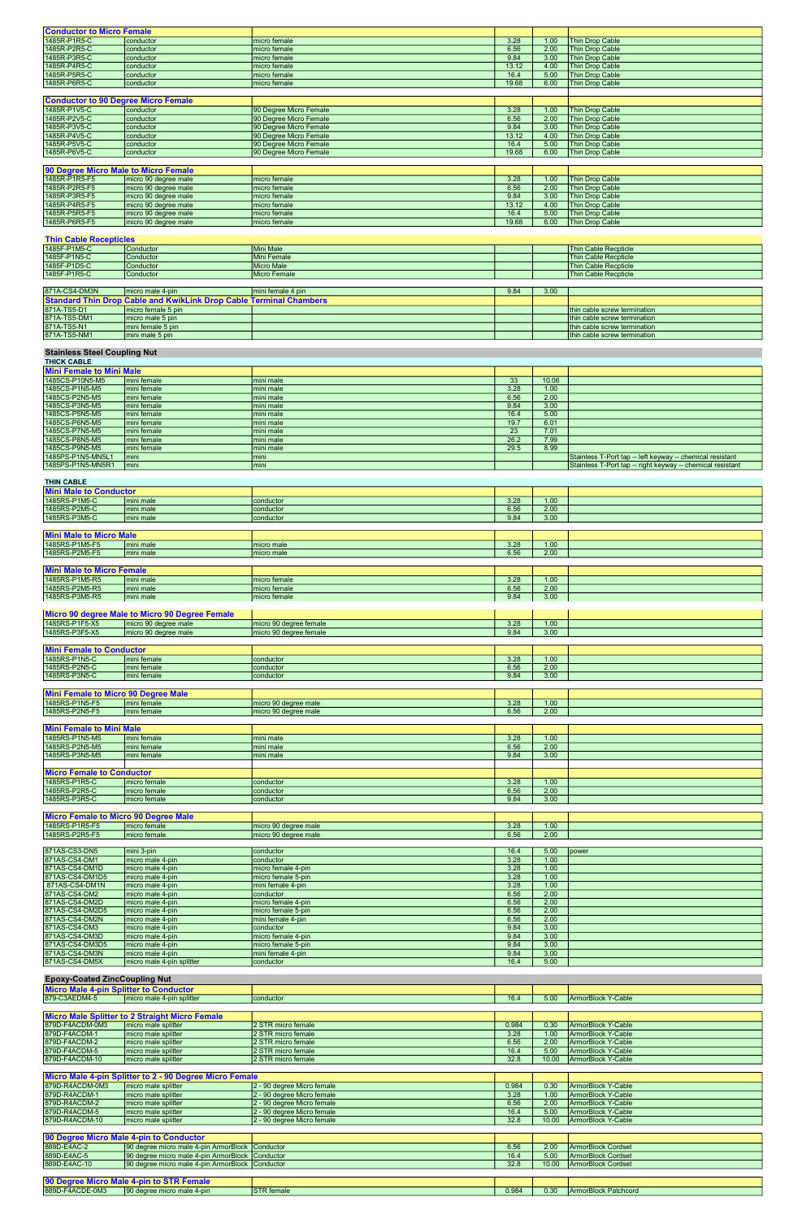| Conductor to Micro Female | | | | | |
|---|---|---|---|---|---|
| 1485R-P1R5-C | conductor | micro female | 3.28 | 1.00 | Thin Drop Cable |
| 1485R-P2R5-C | conductor | micro female | 6.56 | 2.00 | Thin Drop Cable |
| 1485R-P3R5-C | conductor | micro female | 9.84 | 3.00 | Thin Drop Cable |
| 1485R-P4R5-C | conductor | micro female | 13.12 | 4.00 | Thin Drop Cable |
| 1485R-P5R5-C | conductor | micro female | 16.4 | 5.00 | Thin Drop Cable |
| 1485R-P6R5-C | conductor | micro female | 19.68 | 6.00 | Thin Drop Cable |

| Conductor to 90 Degree Micro Female | | | | | |
|---|---|---|---|---|---|
| 1485R-P1V5-C | conductor | 90 Degree Micro Female | 3.28 | 1.00 | Thin Drop Cable |
| 1485R-P2V5-C | conductor | 90 Degree Micro Female | 6.56 | 2.00 | Thin Drop Cable |
| 1485R-P3V5-C | conductor | 90 Degree Micro Female | 9.84 | 3.00 | Thin Drop Cable |
| 1485R-P4V5-C | conductor | 90 Degree Micro Female | 13.12 | 4.00 | Thin Drop Cable |
| 1485R-P5V5-C | conductor | 90 Degree Micro Female | 16.4 | 5.00 | Thin Drop Cable |
| 1485R-P6V5-C | conductor | 90 Degree Micro Female | 19.68 | 6.00 | Thin Drop Cable |

| 90 Degree Micro Male to Micro Female | | | | | |
|---|---|---|---|---|---|
| 1485R-P1R5-F5 | micro 90 degree male | micro female | 3.28 | 1.00 | Thin Drop Cable |
| 1485R-P2R5-F5 | micro 90 degree male | micro female | 6.56 | 2.00 | Thin Drop Cable |
| 1485R-P3R5-F5 | micro 90 degree male | micro female | 9.84 | 3.00 | Thin Drop Cable |
| 1485R-P4R5-F5 | micro 90 degree male | micro female | 13.12 | 4.00 | Thin Drop Cable |
| 1485R-P5R5-F5 | micro 90 degree male | micro female | 16.4 | 5.00 | Thin Drop Cable |
| 1485R-P6R5-F5 | micro 90 degree male | micro female | 19.68 | 6.00 | Thin Drop Cable |

| Thin Cable Recepticles | | | | | |
|---|---|---|---|---|---|
| 1485F-P1M5-C | Conductor | Mini Male | | | Thin Cable Recepticle |
| 1485F-P1N5-C | Conductor | Mini Female | | | Thin Cable Recepticle |
| 1485F-P1D5-C | Conductor | Micro Male | | | Thin Cable Recepticle |
| 1485F-P1R5-C | Conductor | Micro Female | | | Thin Cable Recepticle |

| 871A-CS4-DM3N | micro male 4-pin | mini female 4 pin | 9.84 | 3.00 | |
|---|---|---|---|---|---|
| **Standard Thin Drop Cable and KwikLink Drop Cable Terminal Chambers** | | | | | |
| 871A-TS5-D1 | micro female 5 pin | | | | thin cable screw termination |
| 871A-TS5-DM1 | micro male 5 pin | | | | thin cable screw termination |
| 871A-TS5-N1 | mini female 5 pin | | | | thin cable screw termination |
| 871A-TS5-NM1 | mini male 5 pin | | | | thin cable screw termination |

## Stainless Steel Coupling Nut

### THICK CABLE

| Mini Female to Mini Male | | | | | |
|---|---|---|---|---|---|
| 1485CS-P10N5-M5 | mini female | mini male | 33 | 10.06 | |
| 1485CS-P1N5-M5 | mini female | mini male | 3.28 | 1.00 | |
| 1485CS-P2N5-M5 | mini female | mini male | 6.56 | 2.00 | |
| 1485CS-P3N5-M5 | mini female | mini male | 9.84 | 3.00 | |
| 1485CS-P5N5-M5 | mini female | mini male | 16.4 | 5.00 | |
| 1485CS-P6N5-M5 | mini female | mini male | 19.7 | 6.01 | |
| 1485CS-P7N5-M5 | mini female | mini male | 23 | 7.01 | |
| 1485CS-P8N5-M5 | mini female | mini male | 26.2 | 7.99 | |
| 1485CS-P9N5-M5 | mini female | mini male | 29.5 | 8.99 | |
| 1485PS-P1N5-MN5L1 | mini | mini | | | Stainless T-Port tap -- left keyway -- chemical resistant |
| 1485PS-P1N5-MN5R1 | mini | mini | | | Stainless T-Port tap -- right keyway -- chemical resistant |

### THIN CABLE

| Mini Male to Conductor | | | | | |
|---|---|---|---|---|---|
| 1485RS-P1M5-C | mini male | conductor | 3.28 | 1.00 | |
| 1485RS-P2M5-C | mini male | conductor | 6.56 | 2.00 | |
| 1485RS-P3M5-C | mini male | conductor | 9.84 | 3.00 | |

| Mini Male to Micro Male | | | | | |
|---|---|---|---|---|---|
| 1485RS-P1M5-F5 | mini male | micro male | 3.28 | 1.00 | |
| 1485RS-P2M5-F5 | mini male | micro male | 6.56 | 2.00 | |

| Mini Male to Micro Female | | | | | |
|---|---|---|---|---|---|
| 1485RS-P1M5-R5 | mini male | micro female | 3.28 | 1.00 | |
| 1485RS-P2M5-R5 | mini male | micro female | 6.56 | 2.00 | |
| 1485RS-P3M5-R5 | mini male | micro female | 9.84 | 3.00 | |

| Micro 90 degree Male to Micro 90 Degree Female | | | | | |
|---|---|---|---|---|---|
| 1485RS-P1F5-X5 | micro 90 degree male | micro 90 degree female | 3.28 | 1.00 | |
| 1485RS-P3F5-X5 | micro 90 degree male | micro 90 degree female | 9.84 | 3.00 | |

| Mini Female to Conductor | | | | | |
|---|---|---|---|---|---|
| 1485RS-P1N5-C | mini female | conductor | 3.28 | 1.00 | |
| 1485RS-P2N5-C | mini female | conductor | 6.56 | 2.00 | |
| 1485RS-P3N5-C | mini female | conductor | 9.84 | 3.00 | |

| Mini Female to Micro 90 Degree Male | | | | | |
|---|---|---|---|---|---|
| 1485RS-P1N5-F5 | mini female | micro 90 degree male | 3.28 | 1.00 | |
| 1485RS-P2N5-F5 | mini female | micro 90 degree male | 6.56 | 2.00 | |

| Mini Female to Mini Male | | | | | |
|---|---|---|---|---|---|
| 1485RS-P1N5-M5 | mini female | mini male | 3.28 | 1.00 | |
| 1485RS-P2N5-M5 | mini female | mini male | 6.56 | 2.00 | |
| 1485RS-P3N5-M5 | mini female | mini male | 9.84 | 3.00 | |

| Micro Female to Conductor | | | | | |
|---|---|---|---|---|---|
| 1485RS-P1R5-C | micro female | conductor | 3.28 | 1.00 | |
| 1485RS-P2R5-C | micro female | conductor | 6.56 | 2.00 | |
| 1485RS-P3R5-C | micro female | conductor | 9.84 | 3.00 | |

| Micro Female to Micro 90 Degree Male | | | | | |
|---|---|---|---|---|---|
| 1485RS-P1R5-F5 | micro female | micro 90 degree male | 3.28 | 1.00 | |
| 1485RS-P2R5-F5 | micro female | micro 90 degree male | 6.56 | 2.00 | |

| | | | | | |
|---|---|---|---|---|---|
| 871AS-CS3-DN5 | mini 3-pin | conductor | 16.4 | 5.00 | power |
| 871AS-CS4-DM1 | micro male 4-pin | conductor | 3.28 | 1.00 | |
| 871AS-CS4-DM1D | micro male 4-pin | micro female 4-pin | 3.28 | 1.00 | |
| 871AS-CS4-DM1D5 | micro male 4-pin | micro female 5-pin | 3.28 | 1.00 | |
| 871AS-CS4-DM1N | micro male 4-pin | mini female 4-pin | 3.28 | 1.00 | |
| 871AS-CS4-DM2 | micro male 4-pin | conductor | 6.56 | 2.00 | |
| 871AS-CS4-DM2D | micro male 4-pin | micro female 4-pin | 6.56 | 2.00 | |
| 871AS-CS4-DM2D5 | micro male 4-pin | micro female 5-pin | 6.56 | 2.00 | |
| 871AS-CS4-DM2N | micro male 4-pin | mini female 4-pin | 6.56 | 2.00 | |
| 871AS-CS4-DM3 | micro male 4-pin | conductor | 9.84 | 3.00 | |
| 871AS-CS4-DM3D | micro male 4-pin | micro female 4-pin | 9.84 | 3.00 | |
| 871AS-CS4-DM3D5 | micro male 4-pin | micro female 5-pin | 9.84 | 3.00 | |
| 871AS-CS4-DM3N | micro male 4-pin | mini female 4-pin | 9.84 | 3.00 | |
| 871AS-CS4-DM5X | micro male 4-pin splitter | conductor | 16.4 | 5.00 | |

## Epoxy-Coated ZincCoupling Nut

| Micro Male 4-pin Splitter to Conductor | | | | | |
|---|---|---|---|---|---|
| 879-C3AEDM4-5 | micro male 4-pin splitter | conductor | 16.4 | 5.00 | ArmorBlock Y-Cable |

| Micro Male Splitter to 2 Straight Micro Female | | | | | |
|---|---|---|---|---|---|
| 879D-F4ACDM-0M3 | micro male splitter | 2 STR micro female | 0.984 | 0.30 | ArmorBlock Y-Cable |
| 879D-F4ACDM-1 | micro male splitter | 2 STR micro female | 3.28 | 1.00 | ArmorBlock Y-Cable |
| 879D-F4ACDM-2 | micro male splitter | 2 STR micro female | 6.56 | 2.00 | ArmorBlock Y-Cable |
| 879D-F4ACDM-5 | micro male splitter | 2 STR micro female | 16.4 | 5.00 | ArmorBlock Y-Cable |
| 879D-F4ACDM-10 | micro male splitter | 2 STR micro female | 32.8 | 10.00 | ArmorBlock Y-Cable |

| Micro Male 4-pin Splitter to 2 - 90 Degree Micro Female | | | | | |
|---|---|---|---|---|---|
| 879D-R4ACDM-0M3 | micro male splitter | 2 - 90 degree Micro female | 0.984 | 0.30 | ArmorBlock Y-Cable |
| 879D-R4ACDM-1 | micro male splitter | 2 - 90 degree Micro female | 3.28 | 1.00 | ArmorBlock Y-Cable |
| 879D-R4ACDM-2 | micro male splitter | 2 - 90 degree Micro female | 6.56 | 2.00 | ArmorBlock Y-Cable |
| 879D-R4ACDM-5 | micro male splitter | 2 - 90 degree Micro female | 16.4 | 5.00 | ArmorBlock Y-Cable |
| 879D-R4ACDM-10 | micro male splitter | 2 - 90 degree Micro female | 32.8 | 10.00 | ArmorBlock Y-Cable |

| 90 Degree Micro Male 4-pin to Conductor | | | | | |
|---|---|---|---|---|---|
| 889D-E4AC-2 | 90 degree micro male 4-pin ArmorBlock | Conductor | 6.56 | 2.00 | ArmorBlock Cordset |
| 889D-E4AC-5 | 90 degree micro male 4-pin ArmorBlock | Conductor | 16.4 | 5.00 | ArmorBlock Cordset |
| 889D-E4AC-10 | 90 degree micro male 4-pin ArmorBlock | Conductor | 32.8 | 10.00 | ArmorBlock Cordset |

| 90 Degree Micro Male 4-pin to STR Female | | | | | |
|---|---|---|---|---|---|
| 889D-F4ACDE-0M3 | 90 degree micro male 4-pin | STR female | 0.984 | 0.30 | ArmorBlock Patchcord |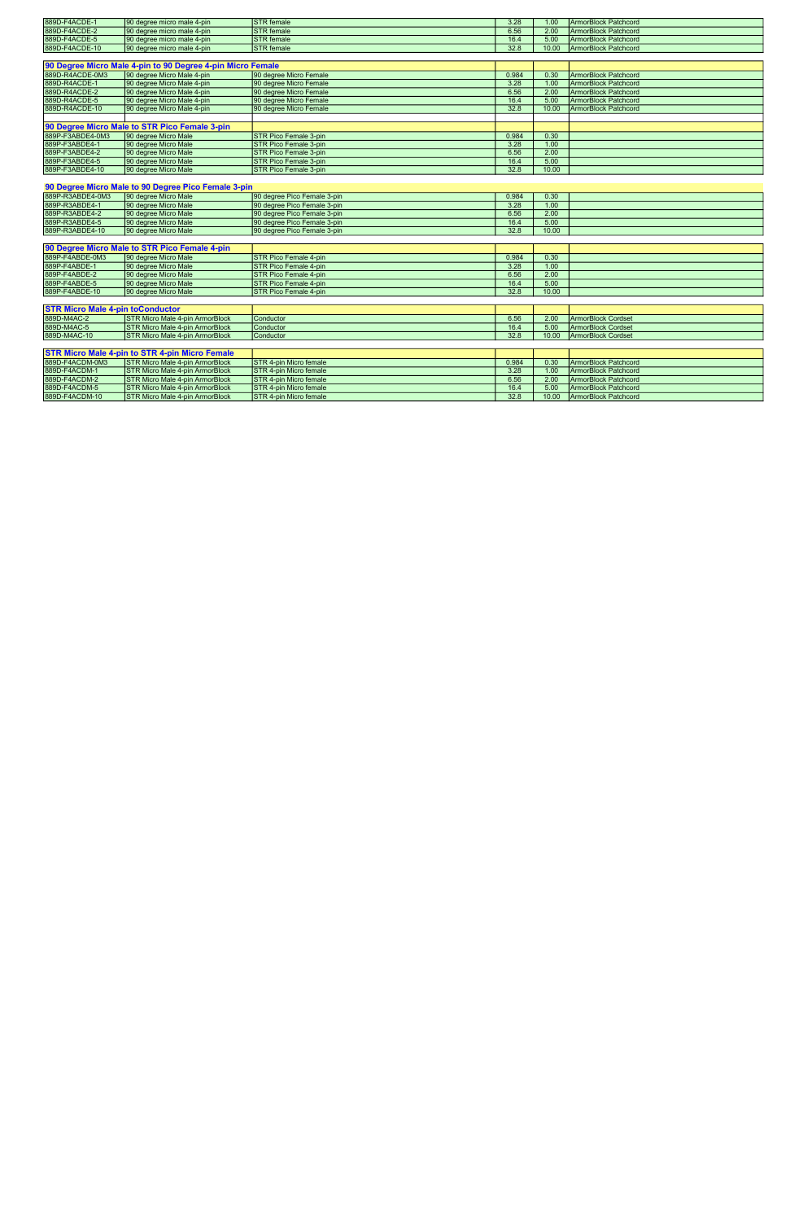| | | | | | |
|---|---|---|---|---|---|
| 889D-F4ACDE-1 | 90 degree micro male 4-pin | STR female | 3.28 | 1.00 | ArmorBlock Patchcord |
| 889D-F4ACDE-2 | 90 degree micro male 4-pin | STR female | 6.56 | 2.00 | ArmorBlock Patchcord |
| 889D-F4ACDE-5 | 90 degree micro male 4-pin | STR female | 16.4 | 5.00 | ArmorBlock Patchcord |
| 889D-F4ACDE-10 | 90 degree micro male 4-pin | STR female | 32.8 | 10.00 | ArmorBlock Patchcord |

| **90 Degree Micro Male 4-pin to 90 Degree 4-pin Micro Female** | | | | | |
|---|---|---|---|---|---|
| 889D-R4ACDE-0M3 | 90 degree Micro Male 4-pin | 90 degree Micro Female | 0.984 | 0.30 | ArmorBlock Patchcord |
| 889D-R4ACDE-1 | 90 degree Micro Male 4-pin | 90 degree Micro Female | 3.28 | 1.00 | ArmorBlock Patchcord |
| 889D-R4ACDE-2 | 90 degree Micro Male 4-pin | 90 degree Micro Female | 6.56 | 2.00 | ArmorBlock Patchcord |
| 889D-R4ACDE-5 | 90 degree Micro Male 4-pin | 90 degree Micro Female | 16.4 | 5.00 | ArmorBlock Patchcord |
| 889D-R4ACDE-10 | 90 degree Micro Male 4-pin | 90 degree Micro Female | 32.8 | 10.00 | ArmorBlock Patchcord |

| **90 Degree Micro Male to STR Pico Female 3-pin** | | | | | |
|---|---|---|---|---|---|
| 889P-F3ABDE4-0M3 | 90 degree Micro Male | STR Pico Female 3-pin | 0.984 | 0.30 | |
| 889P-F3ABDE4-1 | 90 degree Micro Male | STR Pico Female 3-pin | 3.28 | 1.00 | |
| 889P-F3ABDE4-2 | 90 degree Micro Male | STR Pico Female 3-pin | 6.56 | 2.00 | |
| 889P-F3ABDE4-5 | 90 degree Micro Male | STR Pico Female 3-pin | 16.4 | 5.00 | |
| 889P-F3ABDE4-10 | 90 degree Micro Male | STR Pico Female 3-pin | 32.8 | 10.00 | |

| **90 Degree Micro Male to 90 Degree Pico Female 3-pin** | | | | | |
|---|---|---|---|---|---|
| 889P-R3ABDE4-0M3 | 90 degree Micro Male | 90 degree Pico Female 3-pin | 0.984 | 0.30 | |
| 889P-R3ABDE4-1 | 90 degree Micro Male | 90 degree Pico Female 3-pin | 3.28 | 1.00 | |
| 889P-R3ABDE4-2 | 90 degree Micro Male | 90 degree Pico Female 3-pin | 6.56 | 2.00 | |
| 889P-R3ABDE4-5 | 90 degree Micro Male | 90 degree Pico Female 3-pin | 16.4 | 5.00 | |
| 889P-R3ABDE4-10 | 90 degree Micro Male | 90 degree Pico Female 3-pin | 32.8 | 10.00 | |

| **90 Degree Micro Male to STR Pico Female 4-pin** | | | | | |
|---|---|---|---|---|---|
| 889P-F4ABDE-0M3 | 90 degree Micro Male | STR Pico Female 4-pin | 0.984 | 0.30 | |
| 889P-F4ABDE-1 | 90 degree Micro Male | STR Pico Female 4-pin | 3.28 | 1.00 | |
| 889P-F4ABDE-2 | 90 degree Micro Male | STR Pico Female 4-pin | 6.56 | 2.00 | |
| 889P-F4ABDE-5 | 90 degree Micro Male | STR Pico Female 4-pin | 16.4 | 5.00 | |
| 889P-F4ABDE-10 | 90 degree Micro Male | STR Pico Female 4-pin | 32.8 | 10.00 | |

| **STR Micro Male 4-pin toConductor** | | | | | |
|---|---|---|---|---|---|
| 889D-M4AC-2 | STR Micro Male 4-pin ArmorBlock | Conductor | 6.56 | 2.00 | ArmorBlock Cordset |
| 889D-M4AC-5 | STR Micro Male 4-pin ArmorBlock | Conductor | 16.4 | 5.00 | ArmorBlock Cordset |
| 889D-M4AC-10 | STR Micro Male 4-pin ArmorBlock | Conductor | 32.8 | 10.00 | ArmorBlock Cordset |

| **STR Micro Male 4-pin to STR 4-pin Micro Female** | | | | | |
|---|---|---|---|---|---|
| 889D-F4ACDM-0M3 | STR Micro Male 4-pin ArmorBlock | STR 4-pin Micro female | 0.984 | 0.30 | ArmorBlock Patchcord |
| 889D-F4ACDM-1 | STR Micro Male 4-pin ArmorBlock | STR 4-pin Micro female | 3.28 | 1.00 | ArmorBlock Patchcord |
| 889D-F4ACDM-2 | STR Micro Male 4-pin ArmorBlock | STR 4-pin Micro female | 6.56 | 2.00 | ArmorBlock Patchcord |
| 889D-F4ACDM-5 | STR Micro Male 4-pin ArmorBlock | STR 4-pin Micro female | 16.4 | 5.00 | ArmorBlock Patchcord |
| 889D-F4ACDM-10 | STR Micro Male 4-pin ArmorBlock | STR 4-pin Micro female | 32.8 | 10.00 | ArmorBlock Patchcord |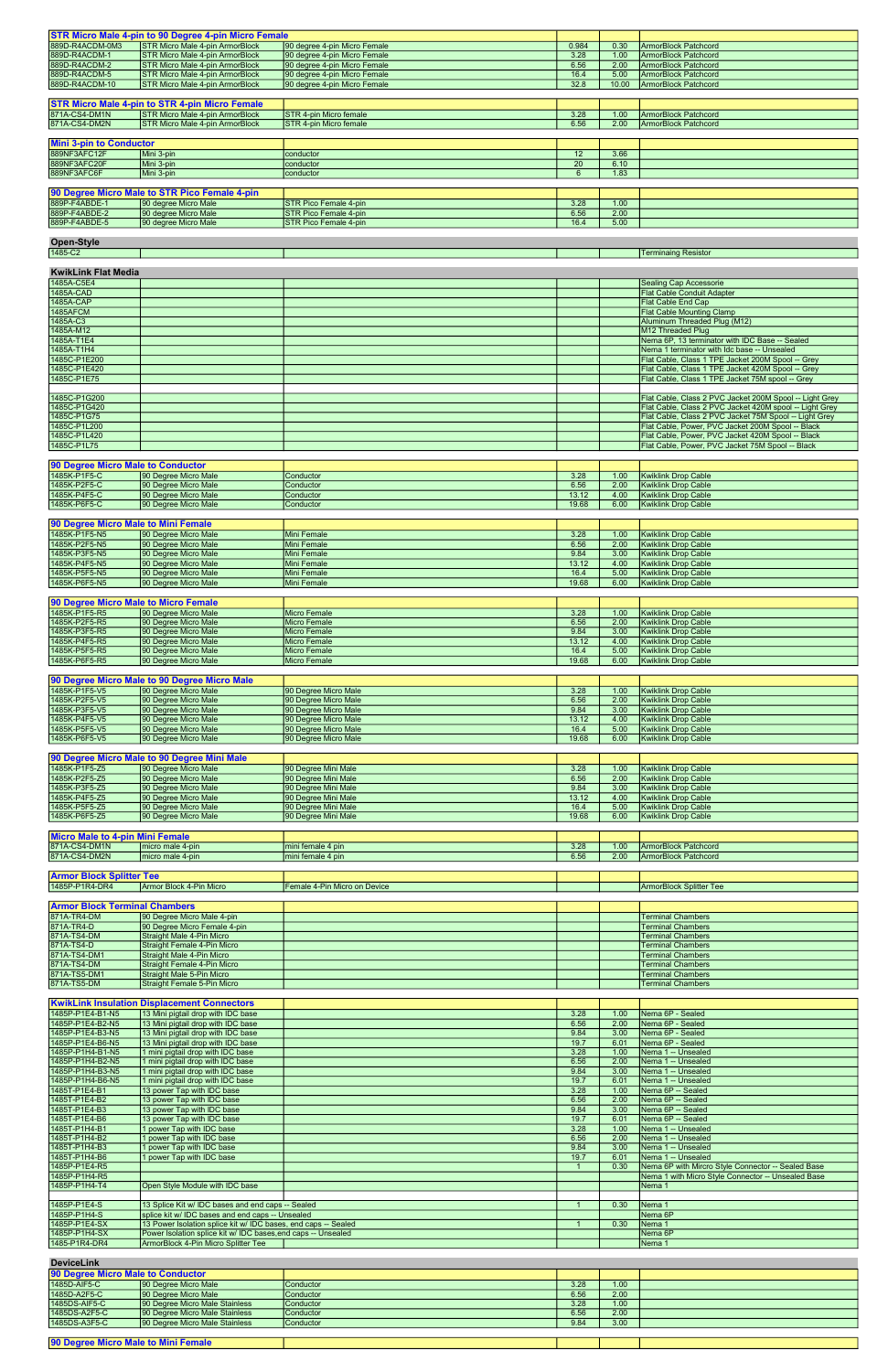| | | | | | |
|---|---|---|---|---|---|
| **STR Micro Male 4-pin to 90 Degree 4-pin Micro Female** | | | | | |
| 889D-R4ACDM-0M3 | STR Micro Male 4-pin ArmorBlock | 90 degree 4-pin Micro Female | 0.984 | 0.30 | ArmorBlock Patchcord |
| 889D-R4ACDM-1 | STR Micro Male 4-pin ArmorBlock | 90 degree 4-pin Micro Female | 3.28 | 1.00 | ArmorBlock Patchcord |
| 889D-R4ACDM-2 | STR Micro Male 4-pin ArmorBlock | 90 degree 4-pin Micro Female | 6.56 | 2.00 | ArmorBlock Patchcord |
| 889D-R4ACDM-5 | STR Micro Male 4-pin ArmorBlock | 90 degree 4-pin Micro Female | 16.4 | 5.00 | ArmorBlock Patchcord |
| 889D-R4ACDM-10 | STR Micro Male 4-pin ArmorBlock | 90 degree 4-pin Micro Female | 32.8 | 10.00 | ArmorBlock Patchcord |
| | | | | | |
| **STR Micro Male 4-pin to STR 4-pin Micro Female** | | | | | |
| 871A-CS4-DM1N | STR Micro Male 4-pin ArmorBlock | STR 4-pin Micro female | 3.28 | 1.00 | ArmorBlock Patchcord |
| 871A-CS4-DM2N | STR Micro Male 4-pin ArmorBlock | STR 4-pin Micro female | 6.56 | 2.00 | ArmorBlock Patchcord |
| | | | | | |
| **Mini 3-pin to Conductor** | | | | | |
| 889NF3AFC12F | Mini 3-pin | conductor | 12 | 3.66 | |
| 889NF3AFC20F | Mini 3-pin | conductor | 20 | 6.10 | |
| 889NF3AFC6F | Mini 3-pin | conductor | 6 | 1.83 | |
| | | | | | |
| **90 Degree Micro Male to STR Pico Female 4-pin** | | | | | |
| 889P-F4ABDE-1 | 90 degree Micro Male | STR Pico Female 4-pin | 3.28 | 1.00 | |
| 889P-F4ABDE-2 | 90 degree Micro Male | STR Pico Female 4-pin | 6.56 | 2.00 | |
| 889P-F4ABDE-5 | 90 degree Micro Male | STR Pico Female 4-pin | 16.4 | 5.00 | |
| | | | | | |
| **Open-Style** | | | | | |
| 1485-C2 | | | | | Terminaing Resistor |
| | | | | | |
| **KwikLink Flat Media** | | | | | |
| 1485A-C5E4 | | | | | Sealing Cap Accessorie |
| 1485A-CAD | | | | | Flat Cable Conduit Adapter |
| 1485A-CAP | | | | | Flat Cable End Cap |
| 1485AFCM | | | | | Flat Cable Mounting Clamp |
| 1485A-C3 | | | | | Aluminum Threaded Plug (M12) |
| 1485A-M12 | | | | | M12 Threaded Plug |
| 1485A-T1E4 | | | | | Nema 6P, 13 terminator with IDC Base -- Sealed |
| 1485A-T1H4 | | | | | Nema 1 terminator with Idc base -- Unsealed |
| 1485C-P1E200 | | | | | Flat Cable, Class 1 TPE Jacket 200M Spool -- Grey |
| 1485C-P1E420 | | | | | Flat Cable, Class 1 TPE Jacket 420M Spool -- Grey |
| 1485C-P1E75 | | | | | Flat Cable, Class 1 TPE Jacket 75M spool -- Grey |
| | | | | | |
| 1485C-P1G200 | | | | | Flat Cable, Class 2 PVC Jacket 200M Spool -- Light Grey |
| 1485C-P1G420 | | | | | Flat Cable, Class 2 PVC Jacket 420M spool -- Light Grey |
| 1485C-P1G75 | | | | | Flat Cable, Class 2 PVC Jacket 75M Spool -- Light Grey |
| 1485C-P1L200 | | | | | Flat Cable, Power, PVC Jacket 200M Spool -- Black |
| 1485C-P1L420 | | | | | Flat Cable, Power, PVC Jacket 420M Spool -- Black |
| 1485C-P1L75 | | | | | Flat Cable, Power, PVC Jacket 75M Spool -- Black |
| | | | | | |
| **90 Degree Micro Male to Conductor** | | | | | |
| 1485K-P1F5-C | 90 Degree Micro Male | Conductor | 3.28 | 1.00 | Kwiklink Drop Cable |
| 1485K-P2F5-C | 90 Degree Micro Male | Conductor | 6.56 | 2.00 | Kwiklink Drop Cable |
| 1485K-P4F5-C | 90 Degree Micro Male | Conductor | 13.12 | 4.00 | Kwiklink Drop Cable |
| 1485K-P6F5-C | 90 Degree Micro Male | Conductor | 19.68 | 6.00 | Kwiklink Drop Cable |
| | | | | | |
| **90 Degree Micro Male to Mini Female** | | | | | |
| 1485K-P1F5-N5 | 90 Degree Micro Male | Mini Female | 3.28 | 1.00 | Kwiklink Drop Cable |
| 1485K-P2F5-N5 | 90 Degree Micro Male | Mini Female | 6.56 | 2.00 | Kwiklink Drop Cable |
| 1485K-P3F5-N5 | 90 Degree Micro Male | Mini Female | 9.84 | 3.00 | Kwiklink Drop Cable |
| 1485K-P4F5-N5 | 90 Degree Micro Male | Mini Female | 13.12 | 4.00 | Kwiklink Drop Cable |
| 1485K-P5F5-N5 | 90 Degree Micro Male | Mini Female | 16.4 | 5.00 | Kwiklink Drop Cable |
| 1485K-P6F5-N5 | 90 Degree Micro Male | Mini Female | 19.68 | 6.00 | Kwiklink Drop Cable |
| | | | | | |
| **90 Degree Micro Male to Micro Female** | | | | | |
| 1485K-P1F5-R5 | 90 Degree Micro Male | Micro Female | 3.28 | 1.00 | Kwiklink Drop Cable |
| 1485K-P2F5-R5 | 90 Degree Micro Male | Micro Female | 6.56 | 2.00 | Kwiklink Drop Cable |
| 1485K-P3F5-R5 | 90 Degree Micro Male | Micro Female | 9.84 | 3.00 | Kwiklink Drop Cable |
| 1485K-P4F5-R5 | 90 Degree Micro Male | Micro Female | 13.12 | 4.00 | Kwiklink Drop Cable |
| 1485K-P5F5-R5 | 90 Degree Micro Male | Micro Female | 16.4 | 5.00 | Kwiklink Drop Cable |
| 1485K-P6F5-R5 | 90 Degree Micro Male | Micro Female | 19.68 | 6.00 | Kwiklink Drop Cable |
| | | | | | |
| **90 Degree Micro Male to 90 Degree Micro Male** | | | | | |
| 1485K-P1F5-V5 | 90 Degree Micro Male | 90 Degree Micro Male | 3.28 | 1.00 | Kwiklink Drop Cable |
| 1485K-P2F5-V5 | 90 Degree Micro Male | 90 Degree Micro Male | 6.56 | 2.00 | Kwiklink Drop Cable |
| 1485K-P3F5-V5 | 90 Degree Micro Male | 90 Degree Micro Male | 9.84 | 3.00 | Kwiklink Drop Cable |
| 1485K-P4F5-V5 | 90 Degree Micro Male | 90 Degree Micro Male | 13.12 | 4.00 | Kwiklink Drop Cable |
| 1485K-P5F5-V5 | 90 Degree Micro Male | 90 Degree Micro Male | 16.4 | 5.00 | Kwiklink Drop Cable |
| 1485K-P6F5-V5 | 90 Degree Micro Male | 90 Degree Micro Male | 19.68 | 6.00 | Kwiklink Drop Cable |
| | | | | | |
| **90 Degree Micro Male to 90 Degree Mini Male** | | | | | |
| 1485K-P1F5-Z5 | 90 Degree Micro Male | 90 Degree Mini Male | 3.28 | 1.00 | Kwiklink Drop Cable |
| 1485K-P2F5-Z5 | 90 Degree Micro Male | 90 Degree Mini Male | 6.56 | 2.00 | Kwiklink Drop Cable |
| 1485K-P3F5-Z5 | 90 Degree Micro Male | 90 Degree Mini Male | 9.84 | 3.00 | Kwiklink Drop Cable |
| 1485K-P4F5-Z5 | 90 Degree Micro Male | 90 Degree Mini Male | 13.12 | 4.00 | Kwiklink Drop Cable |
| 1485K-P5F5-Z5 | 90 Degree Micro Male | 90 Degree Mini Male | 16.4 | 5.00 | Kwiklink Drop Cable |
| 1485K-P6F5-Z5 | 90 Degree Micro Male | 90 Degree Mini Male | 19.68 | 6.00 | Kwiklink Drop Cable |
| | | | | | |
| **Micro Male to 4-pin Mini Female** | | | | | |
| 871A-CS4-DM1N | micro male 4-pin | mini female 4 pin | 3.28 | 1.00 | ArmorBlock Patchcord |
| 871A-CS4-DM2N | micro male 4-pin | mini female 4 pin | 6.56 | 2.00 | ArmorBlock Patchcord |
| | | | | | |
| **Armor Block Splitter Tee** | | | | | |
| 1485P-P1R4-DR4 | Armor Block 4-Pin Micro | Female 4-Pin Micro on Device | | | ArmorBlock Splitter Tee |
| | | | | | |
| **Armor Block Terminal Chambers** | | | | | |
| 871A-TR4-DM | 90 Degree Micro Male 4-pin | | | | Terminal Chambers |
| 871A-TR4-D | 90 Degree Micro Female 4-pin | | | | Terminal Chambers |
| 871A-TS4-DM | Straight Male 4-Pin Micro | | | | Terminal Chambers |
| 871A-TS4-D | Straight Female 4-Pin Micro | | | | Terminal Chambers |
| 871A-TS4-DM1 | Straight Male 4-Pin Micro | | | | Terminal Chambers |
| 871A-TS4-DM | Straight Female 4-Pin Micro | | | | Terminal Chambers |
| 871A-TS5-DM1 | Straight Male 5-Pin Micro | | | | Terminal Chambers |
| 871A-TS5-DM | Straight Female 5-Pin Micro | | | | Terminal Chambers |
| | | | | | |
| **KwikLink Insulation Displacement Connectors** | | | | | |
| 1485P-P1E4-B1-N5 | 13 Mini pigtail drop with IDC base | | 3.28 | 1.00 | Nema 6P - Sealed |
| 1485P-P1E4-B2-N5 | 13 Mini pigtail drop with IDC base | | 6.56 | 2.00 | Nema 6P - Sealed |
| 1485P-P1E4-B3-N5 | 13 Mini pigtail drop with IDC base | | 9.84 | 3.00 | Nema 6P - Sealed |
| 1485P-P1E4-B6-N5 | 13 Mini pigtail drop with IDC base | | 19.7 | 6.01 | Nema 6P - Sealed |
| 1485P-P1H4-B1-N5 | 1 mini pigtail drop with IDC base | | 3.28 | 1.00 | Nema 1 -- Unsealed |
| 1485P-P1H4-B2-N5 | 1 mini pigtail drop with IDC base | | 6.56 | 2.00 | Nema 1 -- Unsealed |
| 1485P-P1H4-B3-N5 | 1 mini pigtail drop with IDC base | | 9.84 | 3.00 | Nema 1 -- Unsealed |
| 1485P-P1H4-B6-N5 | 1 mini pigtail drop with IDC base | | 19.7 | 6.01 | Nema 1 -- Unsealed |
| 1485T-P1E4-B1 | 13 power Tap with IDC base | | 3.28 | 1.00 | Nema 6P -- Sealed |
| 1485T-P1E4-B2 | 13 power Tap with IDC base | | 6.56 | 2.00 | Nema 6P -- Sealed |
| 1485T-P1E4-B3 | 13 power Tap with IDC base | | 9.84 | 3.00 | Nema 6P -- Sealed |
| 1485T-P1E4-B6 | 13 power Tap with IDC base | | 19.7 | 6.01 | Nema 6P -- Sealed |
| 1485T-P1H4-B1 | 1 power Tap with IDC base | | 3.28 | 1.00 | Nema 1 -- Unsealed |
| 1485T-P1H4-B2 | 1 power Tap with IDC base | | 6.56 | 2.00 | Nema 1 -- Unsealed |
| 1485T-P1H4-B3 | 1 power Tap with IDC base | | 9.84 | 3.00 | Nema 1 -- Unsealed |
| 1485T-P1H4-B6 | 1 power Tap with IDC base | | 19.7 | 6.01 | Nema 1 -- Unsealed |
| 1485P-P1E4-R5 | | | 1 | 0.30 | Nema 6P with Mircro Style Connector -- Sealed Base |
| 1485P-P1H4-R5 | | | | | Nema 1 with Micro Style Connector -- Unsealed Base |
| 1485P-P1H4-T4 | Open Style Module with IDC base | | | | Nema 1 |
| | | | | | |
| 1485P-P1E4-S | 13 Splice Kit w/ IDC bases and end caps -- Sealed | | 1 | 0.30 | Nema 1 |
| 1485P-P1H4-S | splice kit w/ IDC bases and end caps -- Unsealed | | | | Nema 6P |
| 1485P-P1E4-SX | 13 Power Isolation splice kit w/ IDC bases, end caps -- Sealed | | 1 | 0.30 | Nema 1 |
| 1485P-P1H4-SX | Power Isolation splice kit w/ IDC bases,end caps -- Unsealed | | | | Nema 6P |
| 1485-P1R4-DR4 | ArmorBlock 4-Pin Micro Splitter Tee | | | | Nema 1 |
| | | | | | |
| **DeviceLink** | | | | | |
| **90 Degree Micro Male to Conductor** | | | | | |
| 1485D-AIF5-C | 90 Degree Micro Male | Conductor | 3.28 | 1.00 | |
| 1485D-A2F5-C | 90 Degree Micro Male | Conductor | 6.56 | 2.00 | |
| 1485DS-AIF5-C | 90 Degree Micro Male Stainless | Conductor | 3.28 | 1.00 | |
| 1485DS-A2F5-C | 90 Degree Micro Male Stainless | Conductor | 6.56 | 2.00 | |
| 1485DS-A3F5-C | 90 Degree Micro Male Stainless | Conductor | 9.84 | 3.00 | |
| | | | | | |
| **90 Degree Micro Male to Mini Female** | | | | | |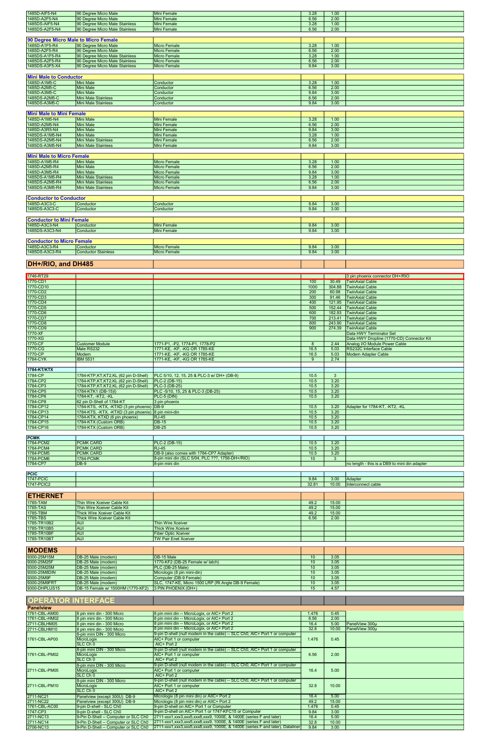| | | | | | |
|---|---|---|---|---|---|
| 1485D-AIF5-N4 | 90 Degree Micro Male | Mini Female | 3.28 | 1.00 | |
| 1485D-A2F5-N4 | 90 Degree Micro Male | Mini Female | 6.56 | 2.00 | |
| 1485DS-AIF5-N4 | 90 Degree Micro Male Stainless | Mini Female | 3.28 | 1.00 | |
| 1485DS-A2F5-N4 | 90 Degree Micro Male Stainless | Mini Female | 6.56 | 2.00 | |

| **90 Degree Micro Male to Micro Female** | | | | | |
|---|---|---|---|---|---|
| 1485D-A1F5-R4 | 90 Degree Micro Male | Micro Female | 3.28 | 1.00 | |
| 1485D-A2F5-R4 | 90 Degree Micro Male | Micro Female | 6.56 | 2.00 | |
| 1485DS-A1F5-R4 | 90 Degree Micro Male Stainless | Micro Female | 3.28 | 1.00 | |
| 1485DS-A2F5-R4 | 90 Degree Micro Male Stainless | Micro Female | 6.56 | 2.00 | |
| 1485DS-A3F5-X4 | 90 Degree Micro Male Stainless | Micro Female | 9.84 | 3.00 | |

| **Mini Male to Conductor** | | | | | |
|---|---|---|---|---|---|
| 1485D-A1M5-C | Mini Male | Conductor | 3.28 | 1.00 | |
| 1485D-A2M5-C | Mini Male | Conductor | 6.56 | 2.00 | |
| 1485D-A3M5-C | Mini Male | Conductor | 9.84 | 3.00 | |
| 1485DS-A2M5-C | Mini Male Stainless | Conductor | 6.56 | 2.00 | |
| 1485DS-A3M5-C | Mini Male Stainless | Conductor | 9.84 | 3.00 | |

| **Mini Male to Mini Female** | | | | | |
|---|---|---|---|---|---|
| 1485D-A1M5-N4 | Mini Male | Mini Female | 3.28 | 1.00 | |
| 1485D-A2M5-N4 | Mini Male | Mini Female | 6.56 | 2.00 | |
| 1485D-A3R5-N4 | Mini Male | Mini Female | 9.84 | 3.00 | |
| 1485DS-A1M5-N4 | Mini Male | Mini Female | 3.28 | 1.00 | |
| 1485DS-A2M5-N4 | Mini Male Stainless | Mini Female | 6.56 | 2.00 | |
| 1485DS-A3M5-N4 | Mini Male Stainless | Mini Female | 9.84 | 3.00 | |

| **Mini Male to Micro Female** | | | | | |
|---|---|---|---|---|---|
| 1485D-A1M5-R4 | Mini Male | Micro Female | 3.28 | 1.00 | |
| 1485D-A2M5-R4 | Mini Male | Micro Female | 6.56 | 2.00 | |
| 1485D-A3M5-R4 | Mini Male | Micro Female | 9.84 | 3.00 | |
| 1485DS-A1M5-R4 | Mini Male Stainless | Micro Female | 3.28 | 1.00 | |
| 1485DS-A2M5-R4 | Mini Male Stainless | Micro Female | 6.56 | 2.00 | |
| 1485DS-A3M5-R4 | Mini Male Stainless | Micro Female | 9.84 | 3.00 | |

| **Conductor to Conductor** | | | | | |
|---|---|---|---|---|---|
| 1485D-A3C3-C | Conductor | Conductor | 9.84 | 3.00 | |
| 1485DS-A3C3-C | Conductor | Conductor | 9.84 | 3.00 | |

| **Conductor to Mini Female** | | | | | |
|---|---|---|---|---|---|
| 1485D-A3C3-N4 | Conductor | Mini Female | 9.84 | 3.00 | |
| 1485DS-A3C3-N4 | Conductor | Mini Female | 9.84 | 3.00 | |

| **Conductor to Micro Female** | | | | | |
|---|---|---|---|---|---|
| 1485D-A3C3-R4 | Conductor | Micro Female | 9.84 | 3.00 | |
| 1485DS-A3C3-R4 | Conductor Stainless | Micro Female | 9.84 | 3.00 | |

## DH+/RIO, and DH485

| | | | | | |
|---|---|---|---|---|---|
| 1746-RT29 | | | | | 3 pin phoenix connector DH+/RIO |
| 1770-CD1 | | | 100 | 30.49 | TwinAxial Cable |
| 1770-CD10 | | | 1000 | 304.88 | TwinAxial Cable |
| 1770-CD2 | | | 200 | 60.98 | TwinAxial Cable |
| 1770-CD3 | | | 300 | 91.46 | TwinAxial Cable |
| 1770-CD4 | | | 400 | 121.95 | TwinAxial Cable |
| 1770-CD5 | | | 500 | 152.44 | TwinAxial Cable |
| 1770-CD6 | | | 600 | 182.93 | TwinAxial Cable |
| 1770-CD7 | | | 700 | 213.41 | TwinAxial Cable |
| 1770-CD8 | | | 800 | 243.90 | TwinAxial Cable |
| 1770-CD9 | | | 900 | 274.39 | TwinAxial Cable |
| 1770-XF | | | | | Data HWY Terminator Set |
| 1770-XG | | | | | Data HWY Dropline (1770-CD) Connector Kit |
| 1770-CF | Customer Module | 1771-P1, -P2, 1774-P1, 1778-P2 | 8 | 2.44 | Analog I/O Module Power Cable |
| 1770-CG | Male RS232 | 1771-KE, -KF, -KG OR 1785-KE | 16.5 | 5.03 | RS232C Interface Cable |
| 1770-CP | Modem | 1771-KE, -KF, -KG OR 1785-KE | 16.5 | 5.03 | Modem Adapter Cable |
| 1784-CYK | IBM 5531 | 1771-KE, -KG OR 1785-KE | 9 | 2.74 | |

| **1784-KT/KTX** | | | | | |
|---|---|---|---|---|---|
| 1784-CP | 1784-KTP,KT,KT2,KL (62 pin D-Shell) | PLC 5/10, 12, 15, 25 & PLC-3 w/ DH+ (DB-9) | 10.5 | 3 | |
| 1784-CP2 | 1784-KTP,KT,KT2,KL (62 pin D-Shell) | PLC-2 (DB-15) | 10.5 | 3.20 | |
| 1784-CP3 | 1784-KTP,KT,KT2,KL (62 pin D-Shell) | PLC-3 (DB-25) | 10.5 | 3.20 | |
| 1784-CP5 | 1784-KTK1 (DB-15)) | PLC -5/10, 15, 25 & PLC-3 (DB-25) | 10.5 | 3.20 | |
| 1784-CP6 | 1784-KT, -KT2, -KL | PLC-5 (DIN) | 10.5 | 3.20 | |
| 1784-CP8 | 62 pin D-Shell of 1784-KT | 3 pin phoenix | | | |
| 1784-CP12 | 1784-KTS, -KTX, -KTXD (3 pin phoenix) | DB-9 | 10.5 | 3.20 | Adapter for 1784-KT, -KT2, -KL |
| 1784-CP13 | 1784-KTS, -KTX, -KTXD (3 pin phoenix) | 8 pin mini-din | 10.5 | 3.20 | |
| 1784-CP14 | 1784-KTX, KTXD (6 pin phoenix) | RJ-45 | 10.5 | 3.20 | |
| 1784-CP15 | 1784-KTX (Custom ORB) | DB-15 | 10.5 | 3.20 | |
| 1784-CP16 | 1784-KTX (Custom ORB) | DB-25 | 10.5 | 3.20 | |

| **PCMK** | | | | | |
|---|---|---|---|---|---|
| 1784-PCM2 | PCMK CARD | PLC-2 (DB-15) | 10.5 | 3.20 | |
| 1784-PCM4 | PCMK CARD | RJ-45 | 10.5 | 3.20 | |
| 1784-PCM5 | PCMK CARD | DB-9 (also comes with 1784-CP7 Adapter) | 10.5 | 3.20 | |
| 1784-PCM6 | 1784-PCMK | 8-pin mini din (SLC 5/04, PLC ???, 1756-DH+/RIO) | 10 | 3 | |
| 1784-CP7 | DB-9 | 8-pin mini din | | | no length - this is a DB9 to mini din adapter |

| **PCIC** | | | | | |
|---|---|---|---|---|---|
| 1747-PCIC | | | 9.84 | 3.00 | Adapter |
| 1747-PCIC2 | | | 32.81 | 10.00 | Interconnect cable |

## ETHERNET

| | | | | | |
|---|---|---|---|---|---|
| 1785-TAM | Thin Wire Xceiver Cable Kit | | 49.2 | 15.00 | |
| 1785-TAS | Thin Wire Xceiver Cable Kit | | 49.2 | 15.00 | |
| 1785-TBM | Thick Wire Xceiver Cable Kit | | 49.2 | 15.00 | |
| 1785-TBS | Thick Wire Xceiver Cable Kit | | 6.56 | 2.00 | |
| 1785-TR10B2 | AUI | Thin Wire Xceiver | | | |
| 1785-TR10B5 | AUI | Thick Wire Xceiver | | | |
| 1785-TR10BF | AUI | Fiber Optic Xceiver | | | |
| 1785-TR10BT | AUI | TW Pair Enet Xceiver | | | |

## MODEMS

| | | | | | |
|---|---|---|---|---|---|
| 9300-25M15M | DB-25 Male (modem) | DB-15 Male | 10 | 3.05 | |
| 9300-25M25F | DB-25 Male (modem) | 1770-KF2 (DB-25 Female w/ latch) | 10 | 3.05 | |
| 9300-25M25M | DB-25 Male (modem) | PLC (DB-25 Male) | 10 | 3.05 | |
| 9300-25M8DIN | DB-25 Male (modem) | Micrologix (8 pin mini-din) | 10 | 3.05 | |
| 9300-25M9F | DB-25 Male (modem) | Computer (DB-9 Female) | 10 | 3.05 | |
| 9300-25M9FRT | DB-25 Male (modem) | SLC, 1747-KE, Micro 1500 LRP (Rt Angle DB-9 Female) | 10 | 3.05 | |
| 9300-DHPLUS15 | DB-15 Female w/ 1500HM (1770-KF2) | 3 PIN PHOENIX (DH+) | 15 | 4.57 | |

## OPERATOR INTERFACE

| **Panelview** | | | | | |
|---|---|---|---|---|---|
| 1761-CBL-AM00 | 8 pin mini din - 300 Micro | 8 pin mini din -- MicroLogix, or AIC+ Port 2 | 1.476 | 0.45 | |
| 1761-CBL-HM02 | 8 pin mini din - 300 Micro | 8 pin mini din -- MicroLogix, or AIC+ Port 2 | 6.56 | 2.00 | |
| 2711-CBLHM05 | 8 pin mini din - 300 Micro | 8 pin mini din -- MicroLogix, or AIC+ Port 2 | 16.4 | 5.00 | PanelView 300µ |
| 2711-CBLHM10 | 8 pin mini din - 300 Micro | 8 pin mini din -- MicroLogix, or AIC+ Port 2 | 32.8 | 10.00 | PanelView 300µ |
| 1761-CBL-AP00 | 8-pin mini DIN - 300 Micro<br>MicroLogix<br>SLC Ch 0 | 9-pin D-shell (null modem in the cable) -- SLC Ch0, AIC+ Port 1 or computer<br>AIC+ Port 1 or computer<br>AIC+ Port 2 | 1.476 | 0.45 | |
| 1761-CBL-PM02 | 8-pin mini DIN - 300 Micro<br>MicroLogix<br>SLC Ch 0 | 9-pin D-shell (null modem in the cable) -- SLC Ch0, AIC+ Port 1 or computer<br>AIC+ Port 1 or computer<br>AIC+ Port 2 | 6.56 | 2.00 | |
| 2711-CBL-PM05 | 8-pin mini DIN - 300 Micro<br>MicroLogix<br>SLC Ch 0 | 9-pin D-shell (null modem in the cable) -- SLC Ch0, AIC+ Port 1 or computer<br>AIC+ Port 1 or computer<br>AIC+ Port 2 | 16.4 | 5.00 | |
| 2711-CBL-PM10 | 8-pin mini DIN - 300 Micro<br>MicroLogix<br>SLC Ch 0 | 9-pin D-shell (null modem in the cable) -- SLC Ch0, AIC+ Port 1 or computer<br>AIC+ Port 1 or computer<br>AIC+ Port 2 | 32.8 | 10.00 | |
| 2711-NC21 | Panelview (except 300U) DB-9 | Micrologix (8 pin mini din) or AIIC+ Port 2 | 16.4 | 5.00 | |
| 2711-NC22 | Panelview (except 300U) DB-9 | Micrologix (8 pin mini din) or AIIC+ Port 2 | 49.2 | 15.00 | |
| 1761-CBL-AC00 | 9-pin D-shell - SLC Ch0 | 9-pin D-shell on AIC+ Port 1 or Computer | 1.476 | 0.45 | |
| 1747-CP3 | 9-pin D-shell - SLC Ch0 | 9-pin D-shell on AIC+ Port 1 or 1747-KFC15 or Computer | 9.84 | 3.00 | |
| 2711-NC13 | 9-Pin D-Shell -- Computer or SLC Ch0 | 2711-xxx1,xxx3,xxx5,xxx8,xxx9, 1000E, & 1400E (series F and later) | 16.4 | 5.00 | |
| 2711-NC14 | 9-Pin D-Shell -- Computer or SLC Ch0 | 2711-xxx1,xxx3,xxx5,xxx8,xxx9, 1000E, & 1400E (series F and later) | 32.8 | 10.00 | |
| 2706-NC13 | 9-Pin D-Shell -- Computer or SLC Ch0 | 2711-xxx1,xxx3,xxx5,xxx8,xxx9, 1000E, & 1400E (series F and later), Dataliner | 9.84 | 3.00 | |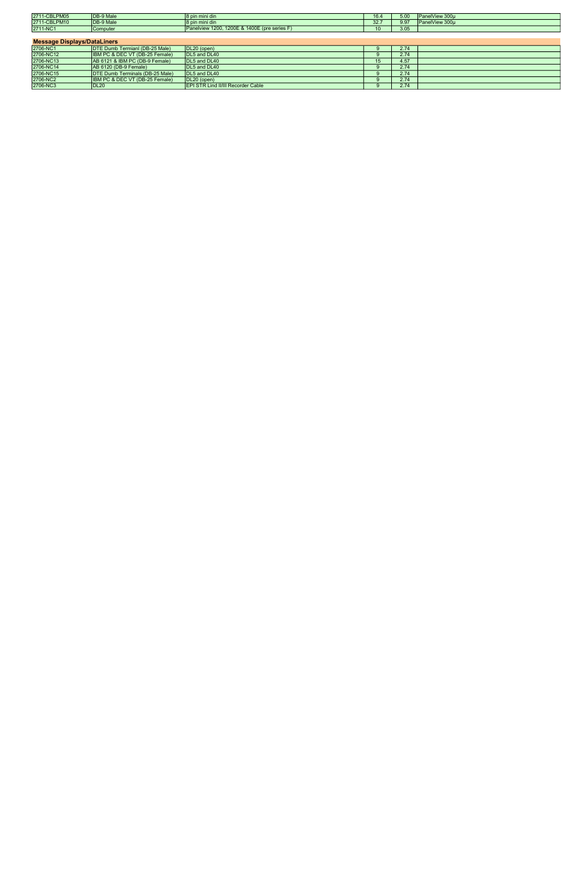| | | | | | |
|---|---|---|---|---|---|
| 2711-CBLPM05 | DB-9 Male | 8 pin mini din | 16.4 | 5.00 | PanelView 300µ |
| 2711-CBLPM10 | DB-9 Male | 8 pin mini din | 32.7 | 9.97 | PanelView 300µ |
| 2711-NC1 | Computer | Panelview 1200, 1200E & 1400E (pre series F) | 10 | 3.05 | |

**Message Displays/DataLiners**

| | | | | | |
|---|---|---|---|---|---|
| 2706-NC1 | DTE Dumb Termianl (DB-25 Male) | DL20 (open) | 9 | 2.74 | |
| 2706-NC12 | IBM PC & DEC VT (DB-25 Female) | DL5 and DL40 | 9 | 2.74 | |
| 2706-NC13 | AB 6121 & IBM PC (DB-9 Female) | DL5 and DL40 | 15 | 4.57 | |
| 2706-NC14 | AB 6120 (DB-9 Female) | DL5 and DL40 | 9 | 2.74 | |
| 2706-NC15 | DTE Dumb Terminals (DB-25 Male) | DL5 and DL40 | 9 | 2.74 | |
| 2706-NC2 | IBM PC & DEC VT (DB-25 Female) | DL20 (open) | 9 | 2.74 | |
| 2706-NC3 | DL20 | EPI STR Lind II/III Recorder Cable | 9 | 2.74 | |